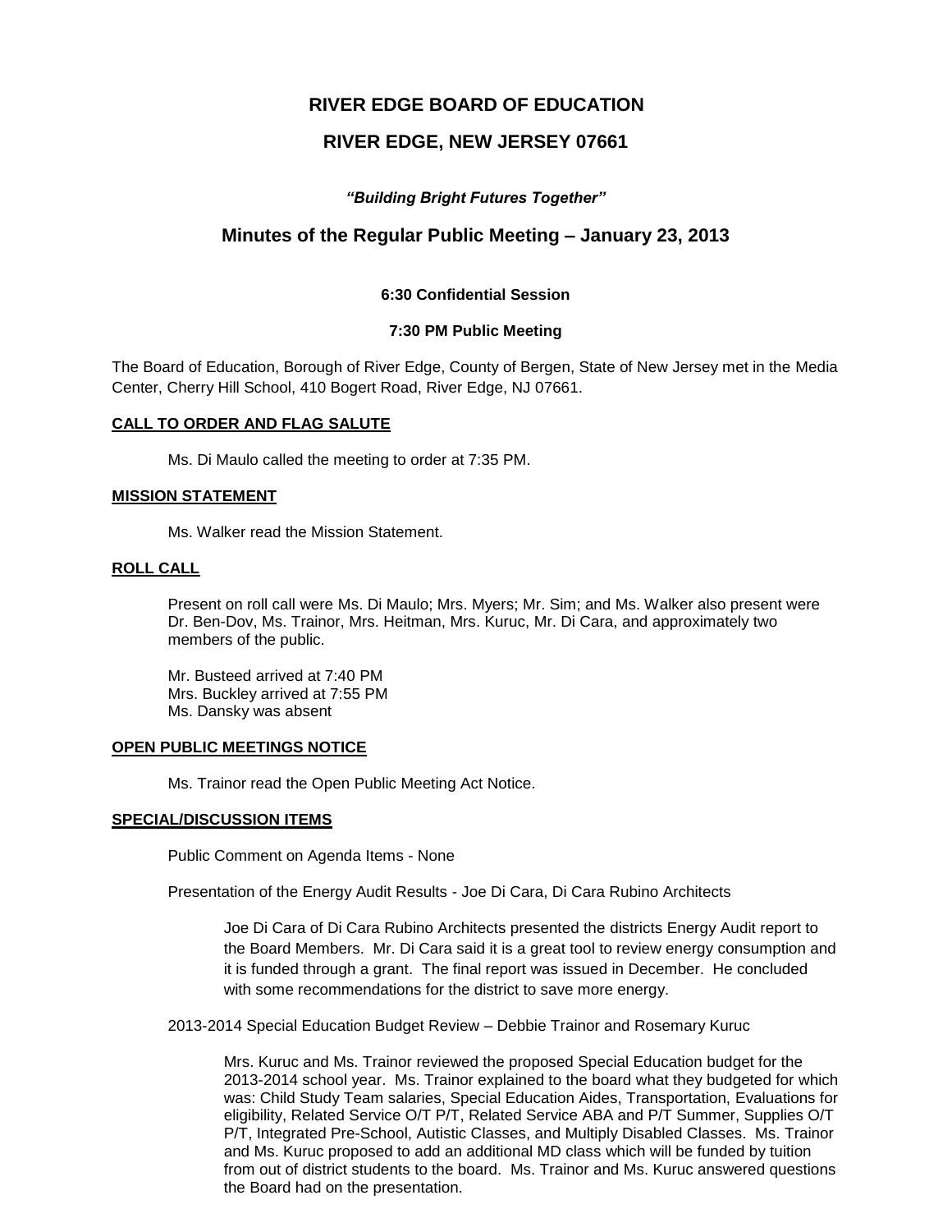# RIVER EDGE BOARD OF EDUCATION

## RIVER EDGE, NEW JERSEY 07661

***"Building Bright Futures Together"***

## Minutes of the Regular Public Meeting – January 23, 2013

**6:30 Confidential Session**

**7:30 PM Public Meeting**

The Board of Education, Borough of River Edge, County of Bergen, State of New Jersey met in the Media Center, Cherry Hill School, 410 Bogert Road, River Edge, NJ 07661.

**CALL TO ORDER AND FLAG SALUTE**

Ms. Di Maulo called the meeting to order at 7:35 PM.

**MISSION STATEMENT**

Ms. Walker read the Mission Statement.

**ROLL CALL**

Present on roll call were Ms. Di Maulo; Mrs. Myers; Mr. Sim; and Ms. Walker also present were Dr. Ben-Dov, Ms. Trainor, Mrs. Heitman, Mrs. Kuruc, Mr. Di Cara, and approximately two members of the public.

Mr. Busteed arrived at 7:40 PM
Mrs. Buckley arrived at 7:55 PM
Ms. Dansky was absent

**OPEN PUBLIC MEETINGS NOTICE**

Ms. Trainor read the Open Public Meeting Act Notice.

**SPECIAL/DISCUSSION ITEMS**

Public Comment on Agenda Items - None

Presentation of the Energy Audit Results - Joe Di Cara, Di Cara Rubino Architects

Joe Di Cara of Di Cara Rubino Architects presented the districts Energy Audit report to the Board Members. Mr. Di Cara said it is a great tool to review energy consumption and it is funded through a grant. The final report was issued in December. He concluded with some recommendations for the district to save more energy.

2013-2014 Special Education Budget Review – Debbie Trainor and Rosemary Kuruc

Mrs. Kuruc and Ms. Trainor reviewed the proposed Special Education budget for the 2013-2014 school year. Ms. Trainor explained to the board what they budgeted for which was: Child Study Team salaries, Special Education Aides, Transportation, Evaluations for eligibility, Related Service O/T P/T, Related Service ABA and P/T Summer, Supplies O/T P/T, Integrated Pre-School, Autistic Classes, and Multiply Disabled Classes. Ms. Trainor and Ms. Kuruc proposed to add an additional MD class which will be funded by tuition from out of district students to the board. Ms. Trainor and Ms. Kuruc answered questions the Board had on the presentation.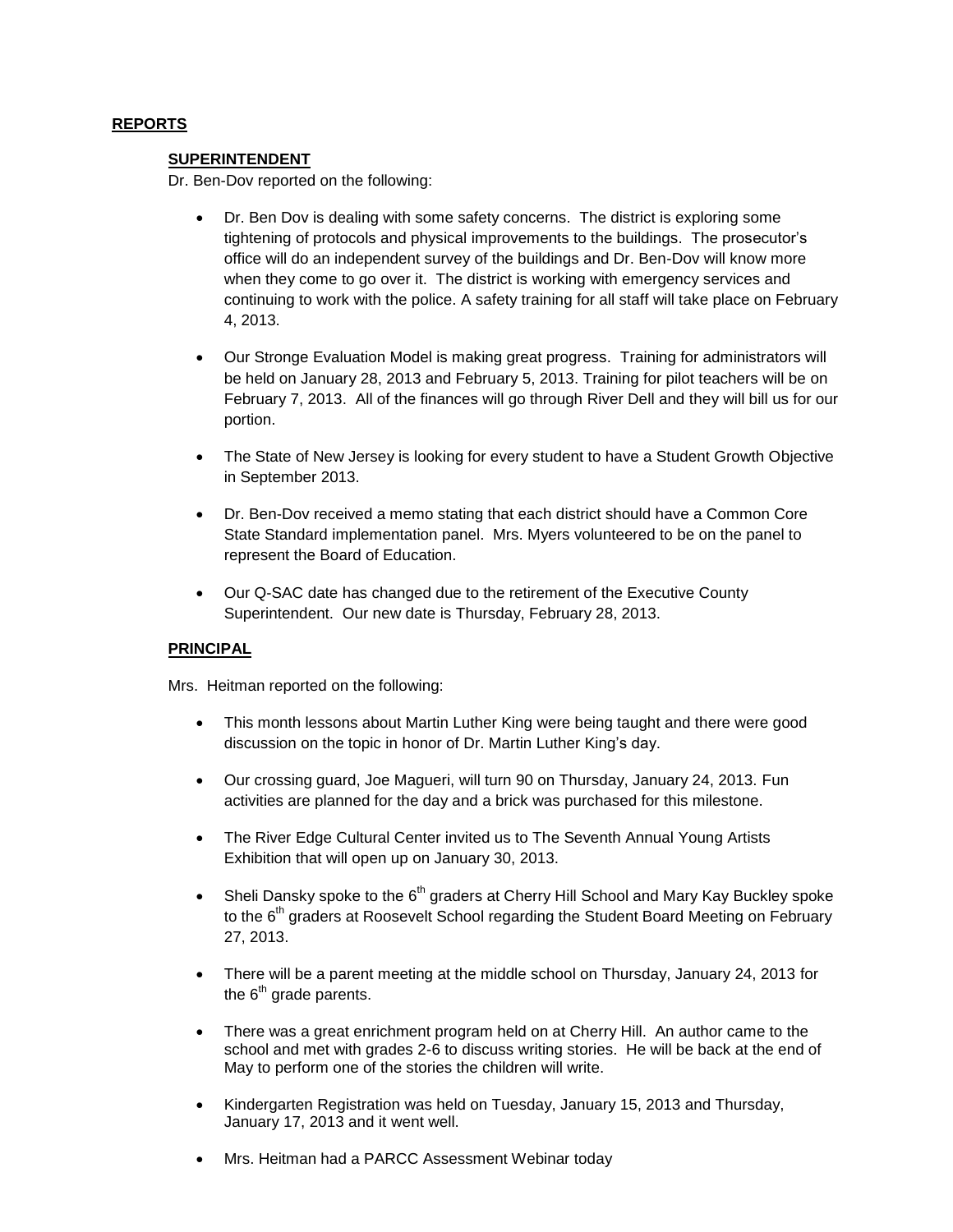## REPORTS

### SUPERINTENDENT

Dr. Ben-Dov reported on the following:

- Dr. Ben Dov is dealing with some safety concerns. The district is exploring some tightening of protocols and physical improvements to the buildings. The prosecutor's office will do an independent survey of the buildings and Dr. Ben-Dov will know more when they come to go over it. The district is working with emergency services and continuing to work with the police. A safety training for all staff will take place on February 4, 2013.

- Our Stronge Evaluation Model is making great progress. Training for administrators will be held on January 28, 2013 and February 5, 2013. Training for pilot teachers will be on February 7, 2013. All of the finances will go through River Dell and they will bill us for our portion.

- The State of New Jersey is looking for every student to have a Student Growth Objective in September 2013.

- Dr. Ben-Dov received a memo stating that each district should have a Common Core State Standard implementation panel. Mrs. Myers volunteered to be on the panel to represent the Board of Education.

- Our Q-SAC date has changed due to the retirement of the Executive County Superintendent. Our new date is Thursday, February 28, 2013.

### PRINCIPAL

Mrs. Heitman reported on the following:

- This month lessons about Martin Luther King were being taught and there were good discussion on the topic in honor of Dr. Martin Luther King's day.

- Our crossing guard, Joe Magueri, will turn 90 on Thursday, January 24, 2013. Fun activities are planned for the day and a brick was purchased for this milestone.

- The River Edge Cultural Center invited us to The Seventh Annual Young Artists Exhibition that will open up on January 30, 2013.

- Sheli Dansky spoke to the 6th graders at Cherry Hill School and Mary Kay Buckley spoke to the 6th graders at Roosevelt School regarding the Student Board Meeting on February 27, 2013.

- There will be a parent meeting at the middle school on Thursday, January 24, 2013 for the 6th grade parents.

- There was a great enrichment program held on at Cherry Hill. An author came to the school and met with grades 2-6 to discuss writing stories. He will be back at the end of May to perform one of the stories the children will write.

- Kindergarten Registration was held on Tuesday, January 15, 2013 and Thursday, January 17, 2013 and it went well.

- Mrs. Heitman had a PARCC Assessment Webinar today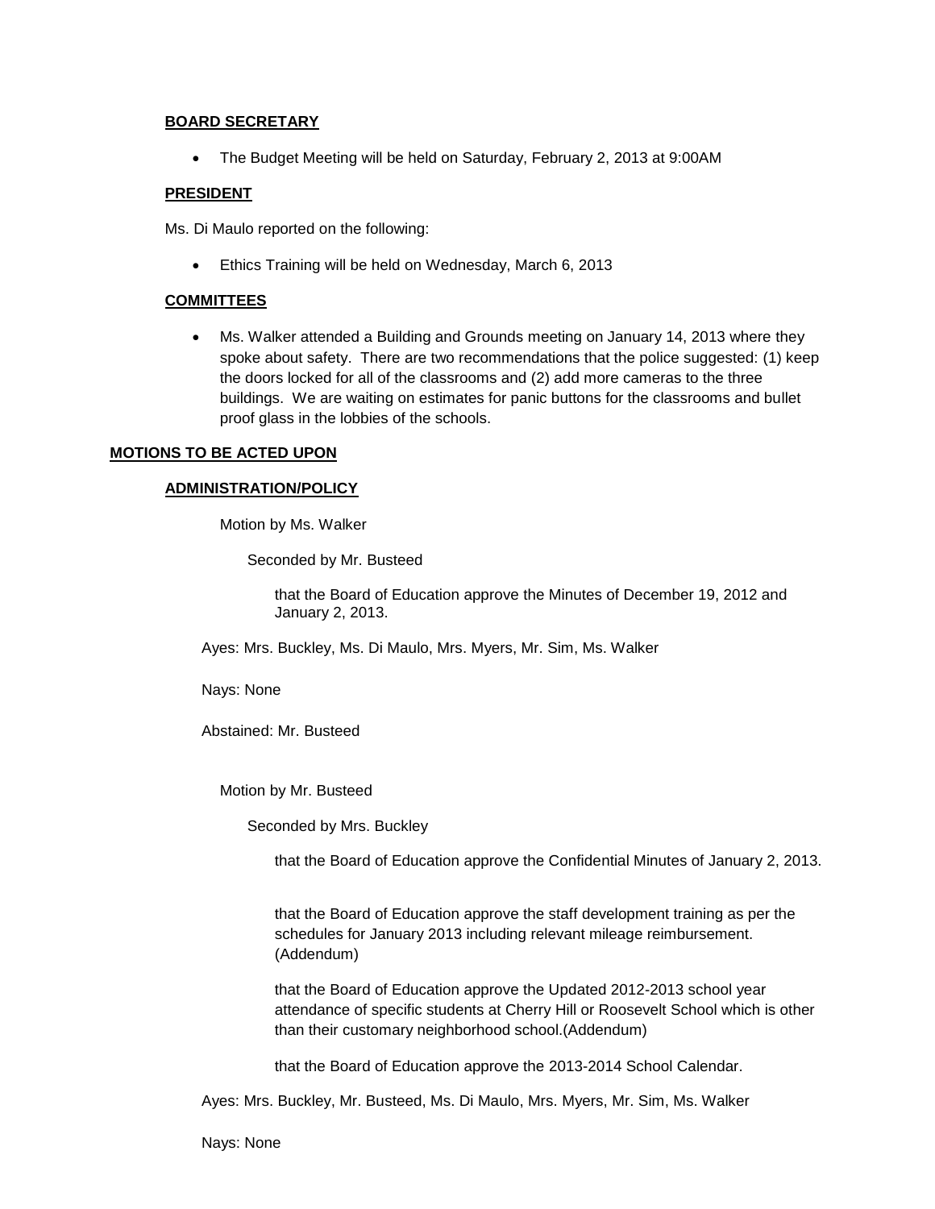### BOARD SECRETARY

- The Budget Meeting will be held on Saturday, February 2, 2013 at 9:00AM

### PRESIDENT

Ms. Di Maulo reported on the following:

- Ethics Training will be held on Wednesday, March 6, 2013

### COMMITTEES

- Ms. Walker attended a Building and Grounds meeting on January 14, 2013 where they spoke about safety. There are two recommendations that the police suggested: (1) keep the doors locked for all of the classrooms and (2) add more cameras to the three buildings. We are waiting on estimates for panic buttons for the classrooms and bullet proof glass in the lobbies of the schools.

## MOTIONS TO BE ACTED UPON

### ADMINISTRATION/POLICY

Motion by Ms. Walker

Seconded by Mr. Busteed

that the Board of Education approve the Minutes of December 19, 2012 and January 2, 2013.

Ayes: Mrs. Buckley, Ms. Di Maulo, Mrs. Myers, Mr. Sim, Ms. Walker

Nays: None

Abstained: Mr. Busteed

Motion by Mr. Busteed

Seconded by Mrs. Buckley

that the Board of Education approve the Confidential Minutes of January 2, 2013.

that the Board of Education approve the staff development training as per the schedules for January 2013 including relevant mileage reimbursement. (Addendum)

that the Board of Education approve the Updated 2012-2013 school year attendance of specific students at Cherry Hill or Roosevelt School which is other than their customary neighborhood school.(Addendum)

that the Board of Education approve the 2013-2014 School Calendar.

Ayes: Mrs. Buckley, Mr. Busteed, Ms. Di Maulo, Mrs. Myers, Mr. Sim, Ms. Walker

Nays: None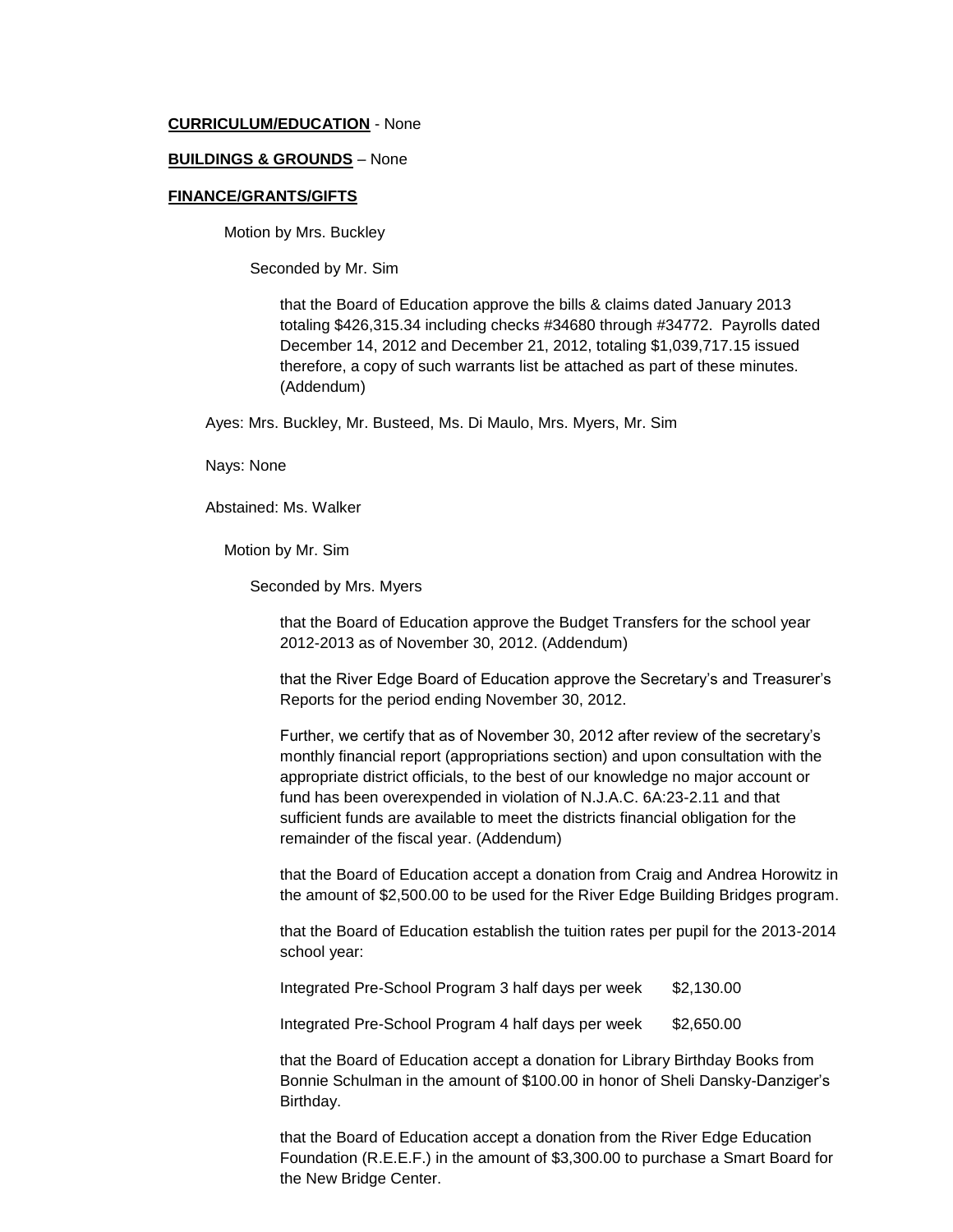**CURRICULUM/EDUCATION** - None

**BUILDINGS & GROUNDS** – None

**FINANCE/GRANTS/GIFTS**

Motion by Mrs. Buckley

Seconded by Mr. Sim

that the Board of Education approve the bills & claims dated January 2013 totaling $426,315.34 including checks #34680 through #34772. Payrolls dated December 14, 2012 and December 21, 2012, totaling $1,039,717.15 issued therefore, a copy of such warrants list be attached as part of these minutes. (Addendum)

Ayes: Mrs. Buckley, Mr. Busteed, Ms. Di Maulo, Mrs. Myers, Mr. Sim

Nays: None

Abstained: Ms. Walker

Motion by Mr. Sim

Seconded by Mrs. Myers

that the Board of Education approve the Budget Transfers for the school year 2012-2013 as of November 30, 2012. (Addendum)

that the River Edge Board of Education approve the Secretary's and Treasurer's Reports for the period ending November 30, 2012.

Further, we certify that as of November 30, 2012 after review of the secretary's monthly financial report (appropriations section) and upon consultation with the appropriate district officials, to the best of our knowledge no major account or fund has been overexpended in violation of N.J.A.C. 6A:23-2.11 and that sufficient funds are available to meet the districts financial obligation for the remainder of the fiscal year. (Addendum)

that the Board of Education accept a donation from Craig and Andrea Horowitz in the amount of $2,500.00 to be used for the River Edge Building Bridges program.

that the Board of Education establish the tuition rates per pupil for the 2013-2014 school year:

Integrated Pre-School Program 3 half days per week $2,130.00

Integrated Pre-School Program 4 half days per week $2,650.00

that the Board of Education accept a donation for Library Birthday Books from Bonnie Schulman in the amount of $100.00 in honor of Sheli Dansky-Danziger's Birthday.

that the Board of Education accept a donation from the River Edge Education Foundation (R.E.E.F.) in the amount of $3,300.00 to purchase a Smart Board for the New Bridge Center.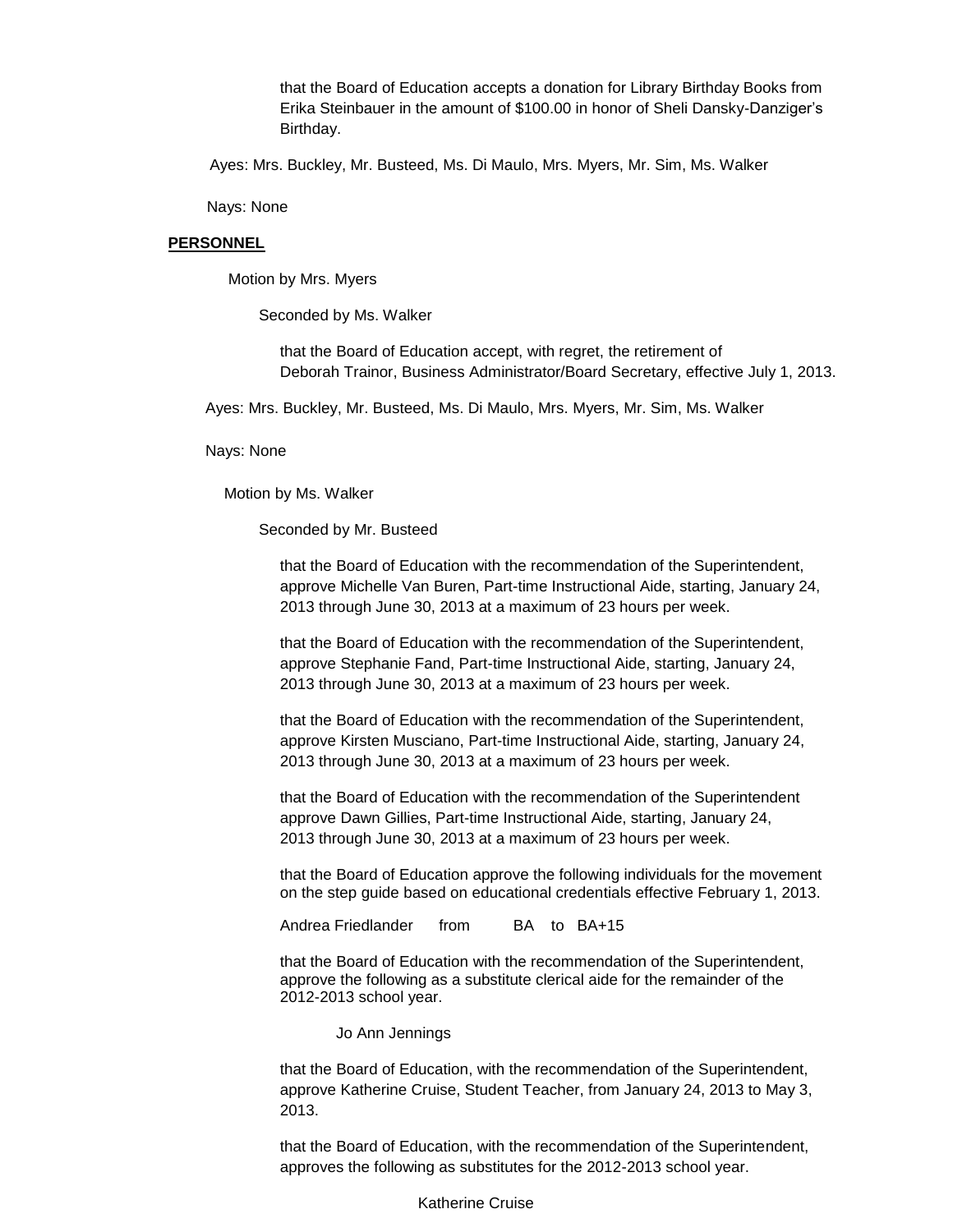that the Board of Education accepts a donation for Library Birthday Books from Erika Steinbauer in the amount of $100.00 in honor of Sheli Dansky-Danziger's Birthday.

Ayes: Mrs. Buckley, Mr. Busteed, Ms. Di Maulo, Mrs. Myers, Mr. Sim, Ms. Walker

Nays: None

**PERSONNEL**

Motion by Mrs. Myers

Seconded by Ms. Walker

that the Board of Education accept, with regret, the retirement of Deborah Trainor, Business Administrator/Board Secretary, effective July 1, 2013.

Ayes: Mrs. Buckley, Mr. Busteed, Ms. Di Maulo, Mrs. Myers, Mr. Sim, Ms. Walker

Nays: None

Motion by Ms. Walker

Seconded by Mr. Busteed

that the Board of Education with the recommendation of the Superintendent, approve Michelle Van Buren, Part-time Instructional Aide, starting, January 24, 2013 through June 30, 2013 at a maximum of 23 hours per week.

that the Board of Education with the recommendation of the Superintendent, approve Stephanie Fand, Part-time Instructional Aide, starting, January 24, 2013 through June 30, 2013 at a maximum of 23 hours per week.

that the Board of Education with the recommendation of the Superintendent, approve Kirsten Musciano, Part-time Instructional Aide, starting, January 24, 2013 through June 30, 2013 at a maximum of 23 hours per week.

that the Board of Education with the recommendation of the Superintendent approve Dawn Gillies, Part-time Instructional Aide, starting, January 24, 2013 through June 30, 2013 at a maximum of 23 hours per week.

that the Board of Education approve the following individuals for the movement on the step guide based on educational credentials effective February 1, 2013.

Andrea Friedlander from BA to BA+15

that the Board of Education with the recommendation of the Superintendent, approve the following as a substitute clerical aide for the remainder of the 2012-2013 school year.

Jo Ann Jennings

that the Board of Education, with the recommendation of the Superintendent, approve Katherine Cruise, Student Teacher, from January 24, 2013 to May 3, 2013.

that the Board of Education, with the recommendation of the Superintendent, approves the following as substitutes for the 2012-2013 school year.

Katherine Cruise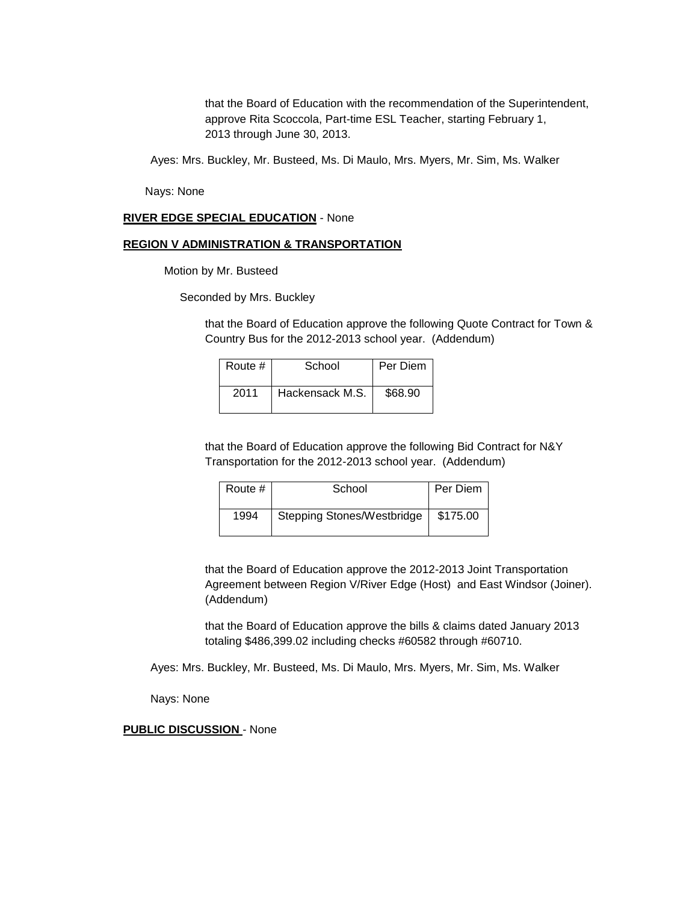that the Board of Education with the recommendation of the Superintendent, approve Rita Scoccola, Part-time ESL Teacher, starting February 1, 2013 through June 30, 2013.

Ayes: Mrs. Buckley, Mr. Busteed, Ms. Di Maulo, Mrs. Myers, Mr. Sim, Ms. Walker

Nays: None

**RIVER EDGE SPECIAL EDUCATION** - None

**REGION V ADMINISTRATION & TRANSPORTATION**

Motion by Mr. Busteed

Seconded by Mrs. Buckley

that the Board of Education approve the following Quote Contract for Town & Country Bus for the 2012-2013 school year. (Addendum)

| Route # | School | Per Diem |
|---|---|---|
| 2011 | Hackensack M.S. | $68.90 |

that the Board of Education approve the following Bid Contract for N&Y Transportation for the 2012-2013 school year. (Addendum)

| Route # | School | Per Diem |
|---|---|---|
| 1994 | Stepping Stones/Westbridge | $175.00 |

that the Board of Education approve the 2012-2013 Joint Transportation Agreement between Region V/River Edge (Host) and East Windsor (Joiner). (Addendum)

that the Board of Education approve the bills & claims dated January 2013 totaling $486,399.02 including checks #60582 through #60710.

Ayes: Mrs. Buckley, Mr. Busteed, Ms. Di Maulo, Mrs. Myers, Mr. Sim, Ms. Walker

Nays: None

**PUBLIC DISCUSSION** - None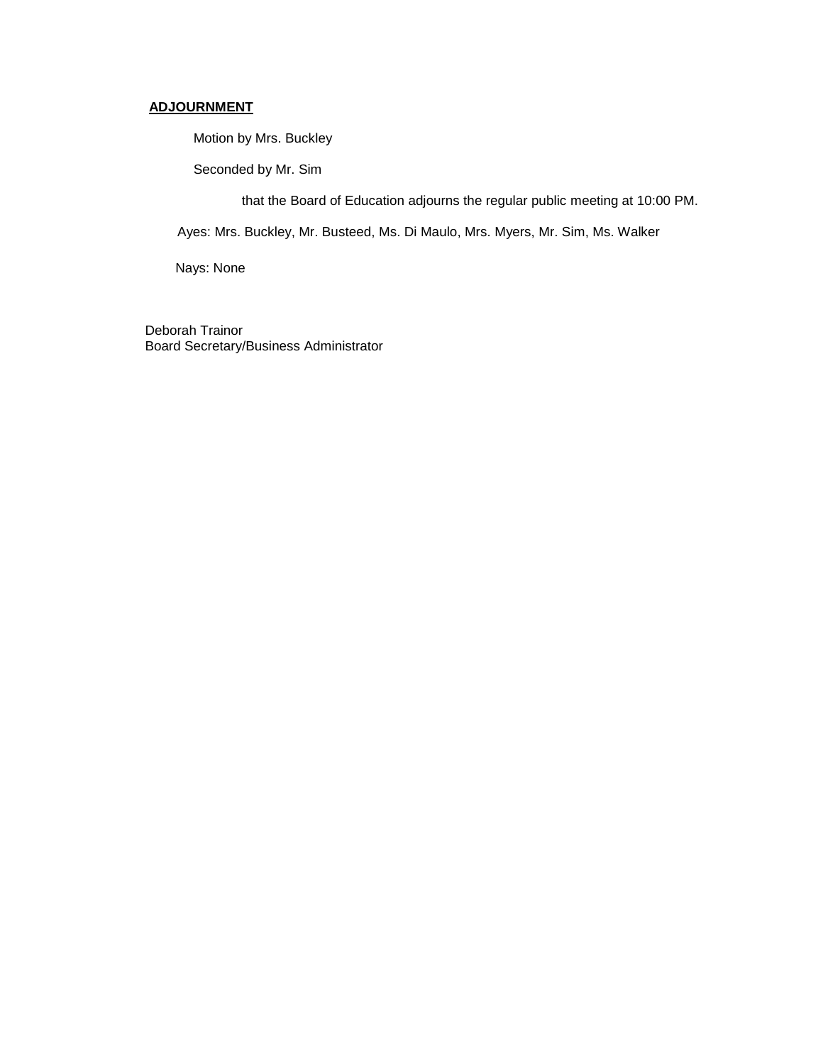**ADJOURNMENT**

Motion by Mrs. Buckley

Seconded by Mr. Sim

that the Board of Education adjourns the regular public meeting at 10:00 PM.

Ayes: Mrs. Buckley, Mr. Busteed, Ms. Di Maulo, Mrs. Myers, Mr. Sim, Ms. Walker

Nays: None

Deborah Trainor
Board Secretary/Business Administrator